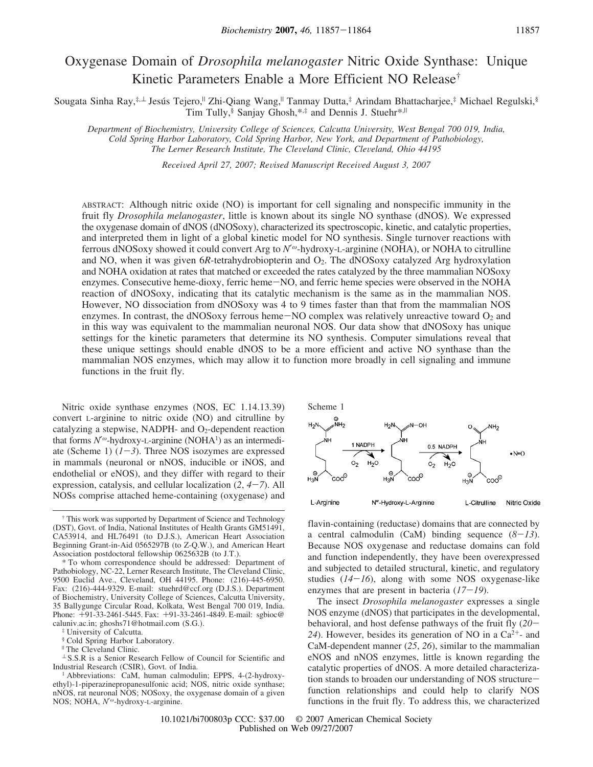# Oxygenase Domain of *Drosophila melanogaster* Nitric Oxide Synthase: Unique Kinetic Parameters Enable a More Efficient NO Release[†]

Sougata Sinha Ray,[‡,⊥] Jesús Tejero,[∥] Zhi-Qiang Wang,[∥] Tanmay Dutta,[‡] Arindam Bhattacharjee,[‡] Michael Regulski,[§] Tim Tully,[§] Sanjay Ghosh,[*,‡] and Dennis J. Stuehr[*,∥]

*Department of Biochemistry, University College of Sciences, Calcutta University, West Bengal 700 019, India, Cold Spring Harbor Laboratory, Cold Spring Harbor, New York, and Department of Pathobiology, The Lerner Research Institute, The Cleveland Clinic, Cleveland, Ohio 44195*

*Received April 27, 2007; Revised Manuscript Received August 3, 2007*

ABSTRACT: Although nitric oxide (NO) is important for cell signaling and nonspecific immunity in the fruit fly *Drosophila melanogaster*, little is known about its single NO synthase (dNOS). We expressed the oxygenase domain of dNOS (dNOSoxy), characterized its spectroscopic, kinetic, and catalytic properties, and interpreted them in light of a global kinetic model for NO synthesis. Single turnover reactions with ferrous dNOSoxy showed it could convert Arg to $N^{\omega}$-hydroxy-L-arginine (NOHA), or NOHA to citrulline and NO, when it was given 6*R*-tetrahydrobiopterin and $O_2$. The dNOSoxy catalyzed Arg hydroxylation and NOHA oxidation at rates that matched or exceeded the rates catalyzed by the three mammalian NOSoxy enzymes. Consecutive heme-dioxy, ferric heme−NO, and ferric heme species were observed in the NOHA reaction of dNOSoxy, indicating that its catalytic mechanism is the same as in the mammalian NOS. However, NO dissociation from dNOSoxy was 4 to 9 times faster than that from the mammalian NOS enzymes. In contrast, the dNOSoxy ferrous heme−NO complex was relatively unreactive toward $O_2$ and in this way was equivalent to the mammalian neuronal NOS. Our data show that dNOSoxy has unique settings for the kinetic parameters that determine its NO synthesis. Computer simulations reveal that these unique settings should enable dNOS to be a more efficient and active NO synthase than the mammalian NOS enzymes, which may allow it to function more broadly in cell signaling and immune functions in the fruit fly.

Nitric oxide synthase enzymes (NOS, EC 1.14.13.39) convert L-arginine to nitric oxide (NO) and citrulline by catalyzing a stepwise, NADPH- and $O_2$-dependent reaction that forms $N^{\omega}$-hydroxy-L-arginine (NOHA[1]) as an intermediate (Scheme 1) (*1−3*). Three NOS isozymes are expressed in mammals (neuronal or nNOS, inducible or iNOS, and endothelial or eNOS), and they differ with regard to their expression, catalysis, and cellular localization (*2*, *4−7*). All NOSs comprise attached heme-containing (oxygenase) and flavin-containing (reductase) domains that are connected by a central calmodulin (CaM) binding sequence (*8−13*). Because NOS oxygenase and reductase domains can fold and function independently, they have been overexpressed and subjected to detailed structural, kinetic, and regulatory studies (*14−16*), along with some NOS oxygenase-like enzymes that are present in bacteria (*17−19*).

Scheme 1

L-Arginine → (1 NADPH; $O_2$ → $H_2O$) → $N^{\omega}$-Hydroxy-L-Arginine → (0.5 NADPH; $O_2$ → $H_2O$) → L-Citrulline + Nitric Oxide ($\bullet N{=}O$)

The insect *Drosophila melanogaster* expresses a single NOS enzyme (dNOS) that participates in the developmental, behavioral, and host defense pathways of the fruit fly (*20−24*). However, besides its generation of NO in a $Ca^{2+}$- and CaM-dependent manner (*25*, *26*), similar to the mammalian eNOS and nNOS enzymes, little is known regarding the catalytic properties of dNOS. A more detailed characterization stands to broaden our understanding of NOS structure−function relationships and could help to clarify NOS functions in the fruit fly. To address this, we characterized

---

[†] This work was supported by Department of Science and Technology (DST), Govt. of India, National Institutes of Health Grants GM51491, CA53914, and HL76491 (to D.J.S.), American Heart Association Beginning Grant-in-Aid 0565297B (to Z-Q.W.), and American Heart Association postdoctoral fellowship 0625632B (to J.T.).

\* To whom correspondence should be addressed: Department of Pathobiology, NC-22, Lerner Research Institute, The Cleveland Clinic, 9500 Euclid Ave., Cleveland, OH 44195. Phone: (216)-445-6950. Fax: (216)-444-9329. E-mail: stuehrd@ccf.org (D.J.S.). Department of Biochemistry, University College of Sciences, Calcutta University, 35 Ballygunge Circular Road, Kolkata, West Bengal 700 019, India. Phone: +91-33-2461-5445. Fax: +91-33-2461-4849. E-mail: sgbioc@caluniv.ac.in; ghoshs71@hotmail.com (S.G.).

[‡] University of Calcutta.

[§] Cold Spring Harbor Laboratory.

[∥] The Cleveland Clinic.

[⊥] S.S.R is a Senior Research Fellow of Council for Scientific and Industrial Research (CSIR), Govt. of India.

[1] Abbreviations: CaM, human calmodulin; EPPS, 4-(2-hydroxyethyl)-1-piperazinepropanesulfonic acid; NOS, nitric oxide synthase; nNOS, rat neuronal NOS; NOSoxy, the oxygenase domain of a given NOS; NOHA, $N^{\omega}$-hydroxy-L-arginine.

10.1021/bi700803p CCC: $37.00 © 2007 American Chemical Society
Published on Web 09/27/2007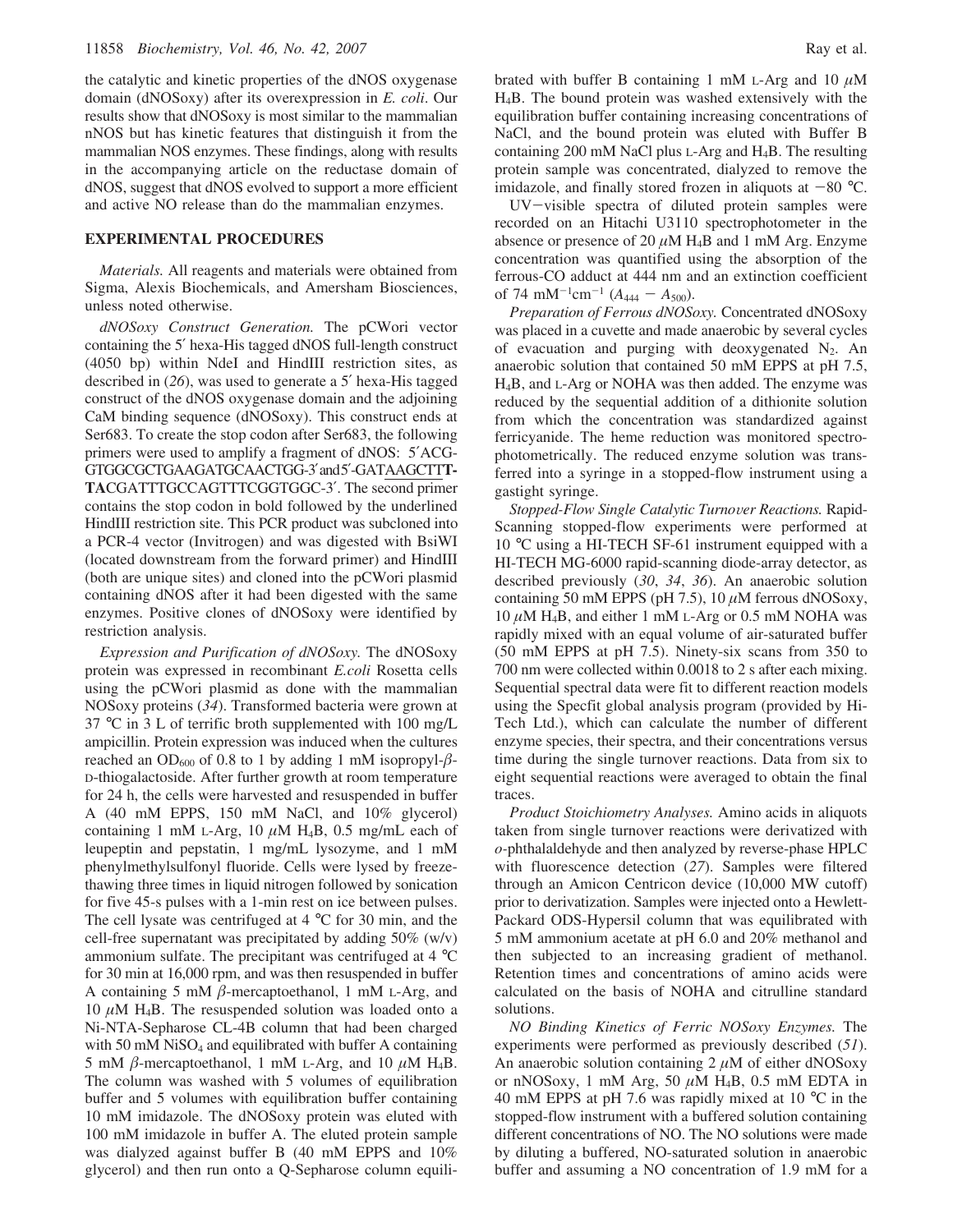the catalytic and kinetic properties of the dNOS oxygenase domain (dNOSoxy) after its overexpression in *E. coli*. Our results show that dNOSoxy is most similar to the mammalian nNOS but has kinetic features that distinguish it from the mammalian NOS enzymes. These findings, along with results in the accompanying article on the reductase domain of dNOS, suggest that dNOS evolved to support a more efficient and active NO release than do the mammalian enzymes.

## EXPERIMENTAL PROCEDURES

*Materials.* All reagents and materials were obtained from Sigma, Alexis Biochemicals, and Amersham Biosciences, unless noted otherwise.

*dNOSoxy Construct Generation.* The pCWori vector containing the 5′ hexa-His tagged dNOS full-length construct (4050 bp) within NdeI and HindIII restriction sites, as described in (*26*), was used to generate a 5′ hexa-His tagged construct of the dNOS oxygenase domain and the adjoining CaM binding sequence (dNOSoxy). This construct ends at Ser683. To create the stop codon after Ser683, the following primers were used to amplify a fragment of dNOS: 5′ACGGTGGCGCTGAAGATGCAACTGG-3′ and 5′-GATAAGCTT**TTA**CGATTTGCCAGTTTCGGTGGC-3′. The second primer contains the stop codon in bold followed by the underlined HindIII restriction site. This PCR product was subcloned into a PCR-4 vector (Invitrogen) and was digested with BsiWI (located downstream from the forward primer) and HindIII (both are unique sites) and cloned into the pCWori plasmid containing dNOS after it had been digested with the same enzymes. Positive clones of dNOSoxy were identified by restriction analysis.

*Expression and Purification of dNOSoxy.* The dNOSoxy protein was expressed in recombinant *E.coli* Rosetta cells using the pCWori plasmid as done with the mammalian NOSoxy proteins (*34*). Transformed bacteria were grown at 37 °C in 3 L of terrific broth supplemented with 100 mg/L ampicillin. Protein expression was induced when the cultures reached an $OD_{600}$ of 0.8 to 1 by adding 1 mM isopropyl-β-D-thiogalactoside. After further growth at room temperature for 24 h, the cells were harvested and resuspended in buffer A (40 mM EPPS, 150 mM NaCl, and 10% glycerol) containing 1 mM L-Arg, 10 μM $H_4B$, 0.5 mg/mL each of leupeptin and pepstatin, 1 mg/mL lysozyme, and 1 mM phenylmethylsulfonyl fluoride. Cells were lysed by freeze-thawing three times in liquid nitrogen followed by sonication for five 45-s pulses with a 1-min rest on ice between pulses. The cell lysate was centrifuged at 4 °C for 30 min, and the cell-free supernatant was precipitated by adding 50% (w/v) ammonium sulfate. The precipitant was centrifuged at 4 °C for 30 min at 16,000 rpm, and was then resuspended in buffer A containing 5 mM β-mercaptoethanol, 1 mM L-Arg, and 10 μM $H_4B$. The resuspended solution was loaded onto a Ni-NTA-Sepharose CL-4B column that had been charged with 50 mM $NiSO_4$ and equilibrated with buffer A containing 5 mM β-mercaptoethanol, 1 mM L-Arg, and 10 μM $H_4B$. The column was washed with 5 volumes of equilibration buffer and 5 volumes with equilibration buffer containing 10 mM imidazole. The dNOSoxy protein was eluted with 100 mM imidazole in buffer A. The eluted protein sample was dialyzed against buffer B (40 mM EPPS and 10% glycerol) and then run onto a Q-Sepharose column equilibrated with buffer B containing 1 mM L-Arg and 10 μM $H_4B$. The bound protein was washed extensively with the equilibration buffer containing increasing concentrations of NaCl, and the bound protein was eluted with Buffer B containing 200 mM NaCl plus L-Arg and $H_4B$. The resulting protein sample was concentrated, dialyzed to remove the imidazole, and finally stored frozen in aliquots at −80 °C.

UV−visible spectra of diluted protein samples were recorded on an Hitachi U3110 spectrophotometer in the absence or presence of 20 μM $H_4B$ and 1 mM Arg. Enzyme concentration was quantified using the absorption of the ferrous-CO adduct at 444 nm and an extinction coefficient of 74 $mM^{-1}cm^{-1}$ ($A_{444} - A_{500}$).

*Preparation of Ferrous dNOSoxy.* Concentrated dNOSoxy was placed in a cuvette and made anaerobic by several cycles of evacuation and purging with deoxygenated $N_2$. An anaerobic solution that contained 50 mM EPPS at pH 7.5, $H_4B$, and L-Arg or NOHA was then added. The enzyme was reduced by the sequential addition of a dithionite solution from which the concentration was standardized against ferricyanide. The heme reduction was monitored spectrophotometrically. The reduced enzyme solution was transferred into a syringe in a stopped-flow instrument using a gastight syringe.

*Stopped-Flow Single Catalytic Turnover Reactions.* Rapid-Scanning stopped-flow experiments were performed at 10 °C using a HI-TECH SF-61 instrument equipped with a HI-TECH MG-6000 rapid-scanning diode-array detector, as described previously (*30*, *34*, *36*). An anaerobic solution containing 50 mM EPPS (pH 7.5), 10 μM ferrous dNOSoxy, 10 μM $H_4B$, and either 1 mM L-Arg or 0.5 mM NOHA was rapidly mixed with an equal volume of air-saturated buffer (50 mM EPPS at pH 7.5). Ninety-six scans from 350 to 700 nm were collected within 0.0018 to 2 s after each mixing. Sequential spectral data were fit to different reaction models using the Specfit global analysis program (provided by Hi-Tech Ltd.), which can calculate the number of different enzyme species, their spectra, and their concentrations versus time during the single turnover reactions. Data from six to eight sequential reactions were averaged to obtain the final traces.

*Product Stoichiometry Analyses.* Amino acids in aliquots taken from single turnover reactions were derivatized with *o*-phthalaldehyde and then analyzed by reverse-phase HPLC with fluorescence detection (*27*). Samples were filtered through an Amicon Centricon device (10,000 MW cutoff) prior to derivatization. Samples were injected onto a Hewlett-Packard ODS-Hypersil column that was equilibrated with 5 mM ammonium acetate at pH 6.0 and 20% methanol and then subjected to an increasing gradient of methanol. Retention times and concentrations of amino acids were calculated on the basis of NOHA and citrulline standard solutions.

*NO Binding Kinetics of Ferric NOSoxy Enzymes.* The experiments were performed as previously described (*51*). An anaerobic solution containing 2 μM of either dNOSoxy or nNOSoxy, 1 mM Arg, 50 μM $H_4B$, 0.5 mM EDTA in 40 mM EPPS at pH 7.6 was rapidly mixed at 10 °C in the stopped-flow instrument with a buffered solution containing different concentrations of NO. The NO solutions were made by diluting a buffered, NO-saturated solution in anaerobic buffer and assuming a NO concentration of 1.9 mM for a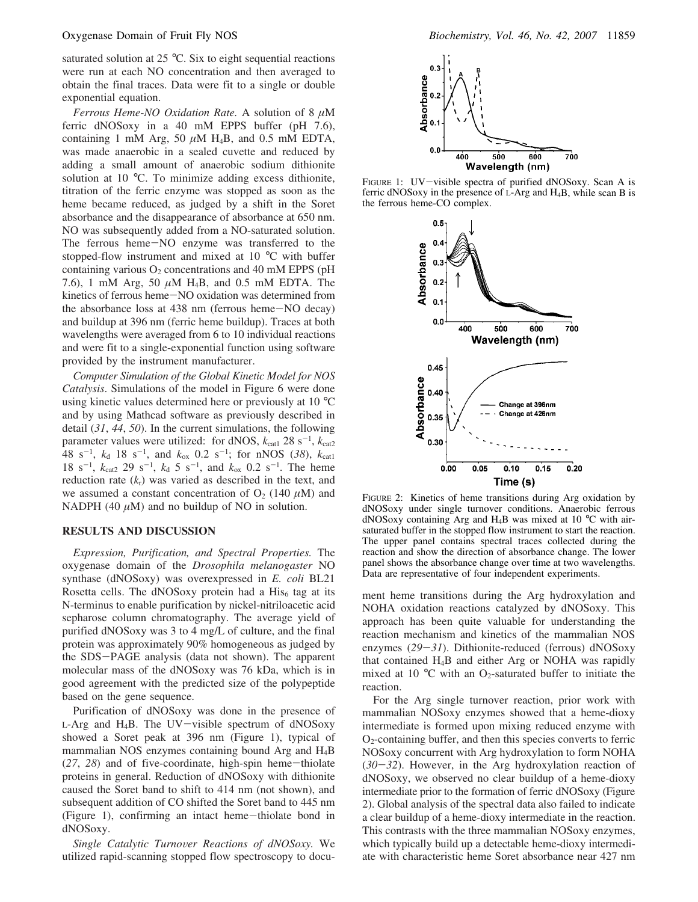saturated solution at 25 °C. Six to eight sequential reactions were run at each NO concentration and then averaged to obtain the final traces. Data were fit to a single or double exponential equation.

*Ferrous Heme-NO Oxidation Rate.* A solution of 8 μM ferric dNOSoxy in a 40 mM EPPS buffer (pH 7.6), containing 1 mM Arg, 50 μM $H_4B$, and 0.5 mM EDTA, was made anaerobic in a sealed cuvette and reduced by adding a small amount of anaerobic sodium dithionite solution at 10 °C. To minimize adding excess dithionite, titration of the ferric enzyme was stopped as soon as the heme became reduced, as judged by a shift in the Soret absorbance and the disappearance of absorbance at 650 nm. NO was subsequently added from a NO-saturated solution. The ferrous heme−NO enzyme was transferred to the stopped-flow instrument and mixed at 10 °C with buffer containing various $O_2$ concentrations and 40 mM EPPS (pH 7.6), 1 mM Arg, 50 μM $H_4B$, and 0.5 mM EDTA. The kinetics of ferrous heme−NO oxidation was determined from the absorbance loss at 438 nm (ferrous heme−NO decay) and buildup at 396 nm (ferric heme buildup). Traces at both wavelengths were averaged from 6 to 10 individual reactions and were fit to a single-exponential function using software provided by the instrument manufacturer.

*Computer Simulation of the Global Kinetic Model for NOS Catalysis.* Simulations of the model in Figure 6 were done using kinetic values determined here or previously at 10 °C and by using Mathcad software as previously described in detail (*31*, *44*, *50*). In the current simulations, the following parameter values were utilized: for dNOS, $k_{cat1}$ 28 $s^{-1}$, $k_{cat2}$ 48 $s^{-1}$, $k_d$ 18 $s^{-1}$, and $k_{ox}$ 0.2 $s^{-1}$; for nNOS (*38*), $k_{cat1}$ 18 $s^{-1}$, $k_{cat2}$ 29 $s^{-1}$, $k_d$ 5 $s^{-1}$, and $k_{ox}$ 0.2 $s^{-1}$. The heme reduction rate ($k_r$) was varied as described in the text, and we assumed a constant concentration of $O_2$ (140 μM) and NADPH (40 μM) and no buildup of NO in solution.

## RESULTS AND DISCUSSION

*Expression, Purification, and Spectral Properties.* The oxygenase domain of the *Drosophila melanogaster* NO synthase (dNOSoxy) was overexpressed in *E. coli* BL21 Rosetta cells. The dNOSoxy protein had a $His_6$ tag at its N-terminus to enable purification by nickel-nitriloacetic acid sepharose column chromatography. The average yield of purified dNOSoxy was 3 to 4 mg/L of culture, and the final protein was approximately 90% homogeneous as judged by the SDS−PAGE analysis (data not shown). The apparent molecular mass of the dNOSoxy was 76 kDa, which is in good agreement with the predicted size of the polypeptide based on the gene sequence.

Purification of dNOSoxy was done in the presence of L-Arg and $H_4B$. The UV−visible spectrum of dNOSoxy showed a Soret peak at 396 nm (Figure 1), typical of mammalian NOS enzymes containing bound Arg and $H_4B$ (*27*, *28*) and of five-coordinate, high-spin heme−thiolate proteins in general. Reduction of dNOSoxy with dithionite caused the Soret band to shift to 414 nm (not shown), and subsequent addition of CO shifted the Soret band to 445 nm (Figure 1), confirming an intact heme−thiolate bond in dNOSoxy.

*Single Catalytic Turnover Reactions of dNOSoxy.* We utilized rapid-scanning stopped flow spectroscopy to document heme transitions during the Arg hydroxylation and NOHA oxidation reactions catalyzed by dNOSoxy. This approach has been quite valuable for understanding the reaction mechanism and kinetics of the mammalian NOS enzymes (*29*−*31*). Dithionite-reduced (ferrous) dNOSoxy that contained $H_4B$ and either Arg or NOHA was rapidly mixed at 10 °C with an $O_2$-saturated buffer to initiate the reaction.

For the Arg single turnover reaction, prior work with mammalian NOSoxy enzymes showed that a heme-dioxy intermediate is formed upon mixing reduced enzyme with $O_2$-containing buffer, and then this species converts to ferric NOSoxy concurrent with Arg hydroxylation to form NOHA (*30*−*32*). However, in the Arg hydroxylation reaction of dNOSoxy, we observed no clear buildup of a heme-dioxy intermediate prior to the formation of ferric dNOSoxy (Figure 2). Global analysis of the spectral data also failed to indicate a clear buildup of a heme-dioxy intermediate in the reaction. This contrasts with the three mammalian NOSoxy enzymes, which typically build up a detectable heme-dioxy intermediate with characteristic heme Soret absorbance near 427 nm

FIGURE 1: UV−visible spectra of purified dNOSoxy. Scan A is ferric dNOSoxy in the presence of L-Arg and $H_4B$, while scan B is the ferrous heme-CO complex.

FIGURE 2: Kinetics of heme transitions during Arg oxidation by dNOSoxy under single turnover conditions. Anaerobic ferrous dNOSoxy containing Arg and $H_4B$ was mixed at 10 °C with air-saturated buffer in the stopped flow instrument to start the reaction. The upper panel contains spectral traces collected during the reaction and show the direction of absorbance change. The lower panel shows the absorbance change over time at two wavelengths. Data are representative of four independent experiments.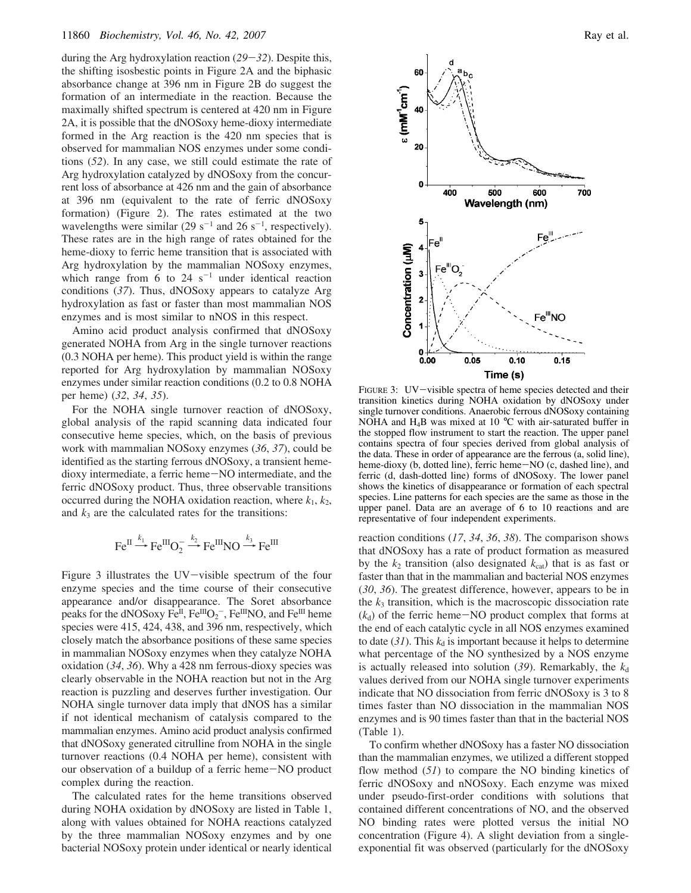during the Arg hydroxylation reaction (*29*−*32*). Despite this, the shifting isosbestic points in Figure 2A and the biphasic absorbance change at 396 nm in Figure 2B do suggest the formation of an intermediate in the reaction. Because the maximally shifted spectrum is centered at 420 nm in Figure 2A, it is possible that the dNOSoxy heme-dioxy intermediate formed in the Arg reaction is the 420 nm species that is observed for mammalian NOS enzymes under some conditions (*52*). In any case, we still could estimate the rate of Arg hydroxylation catalyzed by dNOSoxy from the concurrent loss of absorbance at 426 nm and the gain of absorbance at 396 nm (equivalent to the rate of ferric dNOSoxy formation) (Figure 2). The rates estimated at the two wavelengths were similar (29 $s^{-1}$ and 26 $s^{-1}$, respectively). These rates are in the high range of rates obtained for the heme-dioxy to ferric heme transition that is associated with Arg hydroxylation by the mammalian NOSoxy enzymes, which range from 6 to 24 $s^{-1}$ under identical reaction conditions (*37*). Thus, dNOSoxy appears to catalyze Arg hydroxylation as fast or faster than most mammalian NOS enzymes and is most similar to nNOS in this respect.

Amino acid product analysis confirmed that dNOSoxy generated NOHA from Arg in the single turnover reactions (0.3 NOHA per heme). This product yield is within the range reported for Arg hydroxylation by mammalian NOSoxy enzymes under similar reaction conditions (0.2 to 0.8 NOHA per heme) (*32*, *34*, *35*).

For the NOHA single turnover reaction of dNOSoxy, global analysis of the rapid scanning data indicated four consecutive heme species, which, on the basis of previous work with mammalian NOSoxy enzymes (*36*, *37*), could be identified as the starting ferrous dNOSoxy, a transient heme-dioxy intermediate, a ferric heme−NO intermediate, and the ferric dNOSoxy product. Thus, three observable transitions occurred during the NOHA oxidation reaction, where $k_1$, $k_2$, and $k_3$ are the calculated rates for the transitions:

$$\mathrm{Fe^{II}} \xrightarrow{k_1} \mathrm{Fe^{III}O_2^-} \xrightarrow{k_2} \mathrm{Fe^{III}NO} \xrightarrow{k_3} \mathrm{Fe^{III}}$$

Figure 3 illustrates the UV−visible spectrum of the four enzyme species and the time course of their consecutive appearance and/or disappearance. The Soret absorbance peaks for the dNOSoxy $Fe^{II}$, $Fe^{III}O_2^-$, $Fe^{III}NO$, and $Fe^{III}$ heme species were 415, 424, 438, and 396 nm, respectively, which closely match the absorbance positions of these same species in mammalian NOSoxy enzymes when they catalyze NOHA oxidation (*34*, *36*). Why a 428 nm ferrous-dioxy species was clearly observable in the NOHA reaction but not in the Arg reaction is puzzling and deserves further investigation. Our NOHA single turnover data imply that dNOS has a similar if not identical mechanism of catalysis compared to the mammalian enzymes. Amino acid product analysis confirmed that dNOSoxy generated citrulline from NOHA in the single turnover reactions (0.4 NOHA per heme), consistent with our observation of a buildup of a ferric heme−NO product complex during the reaction.

The calculated rates for the heme transitions observed during NOHA oxidation by dNOSoxy are listed in Table 1, along with values obtained for NOHA reactions catalyzed by the three mammalian NOSoxy enzymes and by one bacterial NOSoxy protein under identical or nearly identical reaction conditions (*17*, *34*, *36*, *38*). The comparison shows that dNOSoxy has a rate of product formation as measured by the $k_2$ transition (also designated $k_{cat}$) that is as fast or faster than that in the mammalian and bacterial NOS enzymes (*30*, *36*). The greatest difference, however, appears to be in the $k_3$ transition, which is the macroscopic dissociation rate ($k_d$) of the ferric heme−NO product complex that forms at the end of each catalytic cycle in all NOS enzymes examined to date (*31*). This $k_d$ is important because it helps to determine what percentage of the NO synthesized by a NOS enzyme is actually released into solution (*39*). Remarkably, the $k_d$ values derived from our NOHA single turnover experiments indicate that NO dissociation from ferric dNOSoxy is 3 to 8 times faster than NO dissociation in the mammalian NOS enzymes and is 90 times faster than that in the bacterial NOS (Table 1).

FIGURE 3: UV−visible spectra of heme species detected and their transition kinetics during NOHA oxidation by dNOSoxy under single turnover conditions. Anaerobic ferrous dNOSoxy containing NOHA and $H_4B$ was mixed at 10 °C with air-saturated buffer in the stopped flow instrument to start the reaction. The upper panel contains spectra of four species derived from global analysis of the data. These in order of appearance are the ferrous (a, solid line), heme-dioxy (b, dotted line), ferric heme−NO (c, dashed line), and ferric (d, dash-dotted line) forms of dNOSoxy. The lower panel shows the kinetics of disappearance or formation of each spectral species. Line patterns for each species are the same as those in the upper panel. Data are an average of 6 to 10 reactions and are representative of four independent experiments.

To confirm whether dNOSoxy has a faster NO dissociation than the mammalian enzymes, we utilized a different stopped flow method (*51*) to compare the NO binding kinetics of ferric dNOSoxy and nNOSoxy. Each enzyme was mixed under pseudo-first-order conditions with solutions that contained different concentrations of NO, and the observed NO binding rates were plotted versus the initial NO concentration (Figure 4). A slight deviation from a single-exponential fit was observed (particularly for the dNOSoxy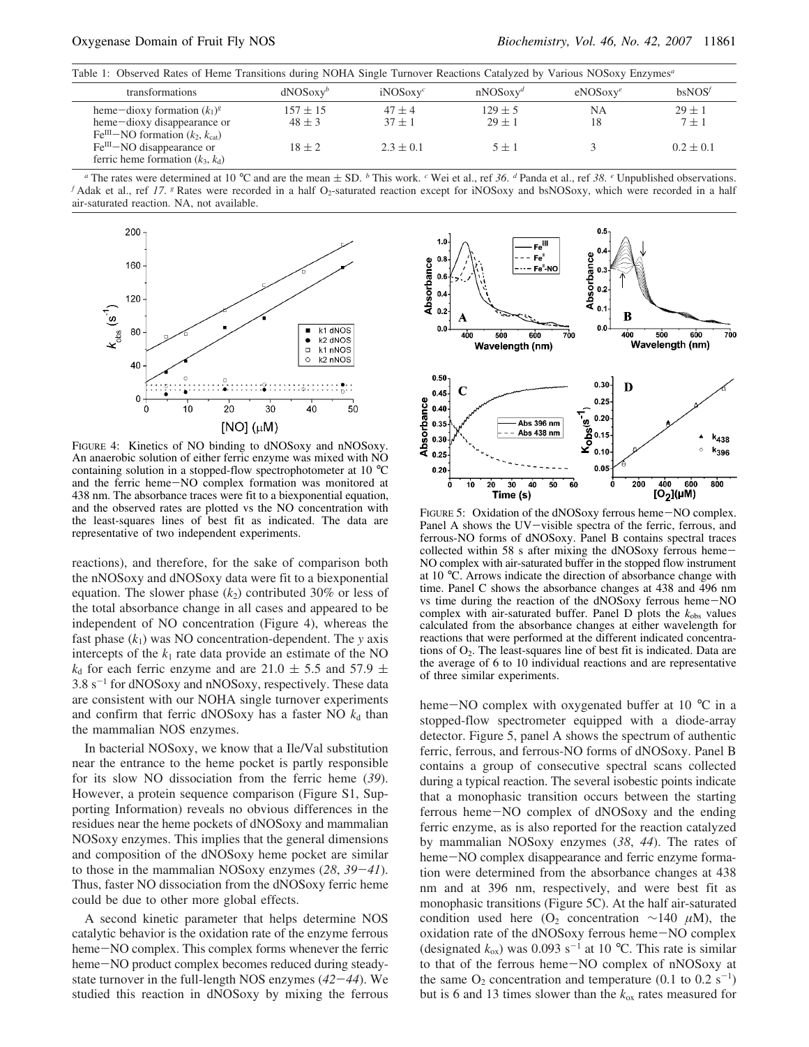Table 1: Observed Rates of Heme Transitions during NOHA Single Turnover Reactions Catalyzed by Various NOSoxy Enzymes[a]

| transformations | dNOSoxy[b] | iNOSoxy[c] | nNOSoxy[d] | eNOSoxy[e] | bsNOS[f] |
|---|---|---|---|---|---|
| heme−dioxy formation ($k_1$)[g] | 157 ± 15 | 47 ± 4 | 129 ± 5 | NA | 29 ± 1 |
| heme−dioxy disappearance or $Fe^{III}$−NO formation ($k_2$, $k_{cat}$) | 48 ± 3 | 37 ± 1 | 29 ± 1 | 18 | 7 ± 1 |
| $Fe^{III}$−NO disappearance or ferric heme formation ($k_3$, $k_d$) | 18 ± 2 | 2.3 ± 0.1 | 5 ± 1 | 3 | 0.2 ± 0.1 |

[a] The rates were determined at 10 °C and are the mean ± SD. [b] This work. [c] Wei et al., ref *36*. [d] Panda et al., ref *38*. [e] Unpublished observations. [f] Adak et al., ref *17*. [g] Rates were recorded in a half $O_2$-saturated reaction except for iNOSoxy and bsNOSoxy, which were recorded in a half air-saturated reaction. NA, not available.

FIGURE 4: Kinetics of NO binding to dNOSoxy and nNOSoxy. An anaerobic solution of either ferric enzyme was mixed with NO containing solution in a stopped-flow spectrophotometer at 10 °C and the ferric heme−NO complex formation was monitored at 438 nm. The absorbance traces were fit to a biexponential equation, and the observed rates are plotted vs the NO concentration with the least-squares lines of best fit as indicated. The data are representative of two independent experiments.

reactions), and therefore, for the sake of comparison both the nNOSoxy and dNOSoxy data were fit to a biexponential equation. The slower phase ($k_2$) contributed 30% or less of the total absorbance change in all cases and appeared to be independent of NO concentration (Figure 4), whereas the fast phase ($k_1$) was NO concentration-dependent. The *y* axis intercepts of the $k_1$ rate data provide an estimate of the NO $k_d$ for each ferric enzyme and are 21.0 ± 5.5 and 57.9 ± 3.8 $s^{-1}$ for dNOSoxy and nNOSoxy, respectively. These data are consistent with our NOHA single turnover experiments and confirm that ferric dNOSoxy has a faster NO $k_d$ than the mammalian NOS enzymes.

In bacterial NOSoxy, we know that a Ile/Val substitution near the entrance to the heme pocket is partly responsible for its slow NO dissociation from the ferric heme (*39*). However, a protein sequence comparison (Figure S1, Supporting Information) reveals no obvious differences in the residues near the heme pockets of dNOSoxy and mammalian NOSoxy enzymes. This implies that the general dimensions and composition of the dNOSoxy heme pocket are similar to those in the mammalian NOSoxy enzymes (*28*, *39*−*41*). Thus, faster NO dissociation from the dNOSoxy ferric heme could be due to other more global effects.

A second kinetic parameter that helps determine NOS catalytic behavior is the oxidation rate of the enzyme ferrous heme−NO complex. This complex forms whenever the ferric heme−NO product complex becomes reduced during steady-state turnover in the full-length NOS enzymes (*42*−*44*). We studied this reaction in dNOSoxy by mixing the ferrous heme−NO complex with oxygenated buffer at 10 °C in a stopped-flow spectrometer equipped with a diode-array detector. Figure 5, panel A shows the spectrum of authentic ferric, ferrous, and ferrous-NO forms of dNOSoxy. Panel B contains a group of consecutive spectral scans collected during a typical reaction. The several isobestic points indicate that a monophasic transition occurs between the starting ferrous heme−NO complex of dNOSoxy and the ending ferric enzyme, as is also reported for the reaction catalyzed by mammalian NOSoxy enzymes (*38*, *44*). The rates of heme−NO complex disappearance and ferric enzyme formation were determined from the absorbance changes at 438 nm and at 396 nm, respectively, and were best fit as monophasic transitions (Figure 5C). At the half air-saturated condition used here ($O_2$ concentration ~140 μM), the oxidation rate of the dNOSoxy ferrous heme−NO complex (designated $k_{ox}$) was 0.093 $s^{-1}$ at 10 °C. This rate is similar to that of the ferrous heme−NO complex of nNOSoxy at the same $O_2$ concentration and temperature (0.1 to 0.2 $s^{-1}$) but is 6 and 13 times slower than the $k_{ox}$ rates measured for

FIGURE 5: Oxidation of the dNOSoxy ferrous heme−NO complex. Panel A shows the UV−visible spectra of the ferric, ferrous, and ferrous-NO forms of dNOSoxy. Panel B contains spectral traces collected within 58 s after mixing the dNOSoxy ferrous heme−NO complex with air-saturated buffer in the stopped flow instrument at 10 °C. Arrows indicate the direction of absorbance change with time. Panel C shows the absorbance changes at 438 and 496 nm vs time during the reaction of the dNOSoxy ferrous heme−NO complex with air-saturated buffer. Panel D plots the $k_{obs}$ values calculated from the absorbance changes at either wavelength for reactions that were performed at the different indicated concentrations of $O_2$. The least-squares line of best fit is indicated. Data are the average of 6 to 10 individual reactions and are representative of three similar experiments.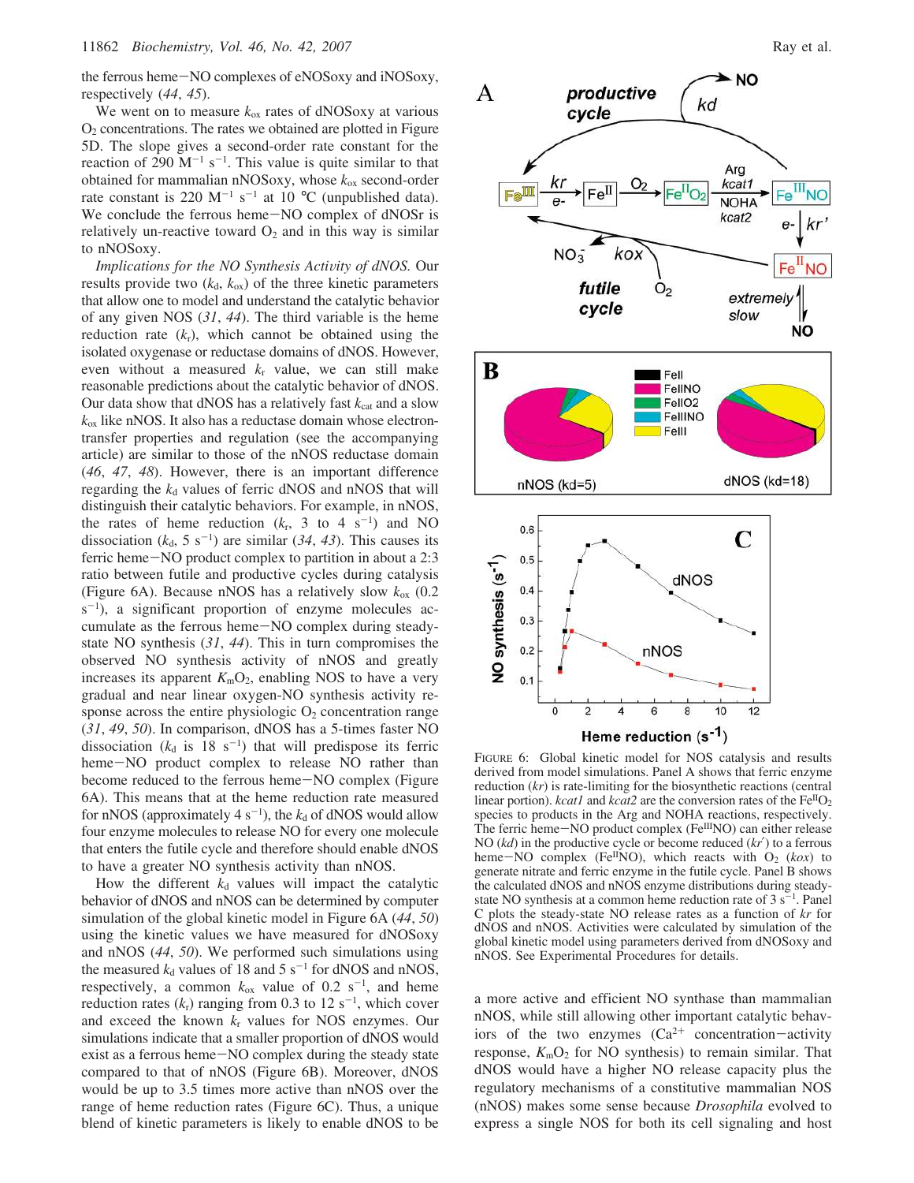the ferrous heme−NO complexes of eNOSoxy and iNOSoxy, respectively (44, 45).

We went on to measure $k_{ox}$ rates of dNOSoxy at various $O_2$ concentrations. The rates we obtained are plotted in Figure 5D. The slope gives a second-order rate constant for the reaction of 290 $M^{-1}$ $s^{-1}$. This value is quite similar to that obtained for mammalian nNOSoxy, whose $k_{ox}$ second-order rate constant is 220 $M^{-1}$ $s^{-1}$ at 10 °C (unpublished data). We conclude the ferrous heme−NO complex of dNOSr is relatively un-reactive toward $O_2$ and in this way is similar to nNOSoxy.

*Implications for the NO Synthesis Activity of dNOS.* Our results provide two ($k_d$, $k_{ox}$) of the three kinetic parameters that allow one to model and understand the catalytic behavior of any given NOS (31, 44). The third variable is the heme reduction rate ($k_r$), which cannot be obtained using the isolated oxygenase or reductase domains of dNOS. However, even without a measured $k_r$ value, we can still make reasonable predictions about the catalytic behavior of dNOS. Our data show that dNOS has a relatively fast $k_{cat}$ and a slow $k_{ox}$ like nNOS. It also has a reductase domain whose electron-transfer properties and regulation (see the accompanying article) are similar to those of the nNOS reductase domain (46, 47, 48). However, there is an important difference regarding the $k_d$ values of ferric dNOS and nNOS that will distinguish their catalytic behaviors. For example, in nNOS, the rates of heme reduction ($k_r$, 3 to 4 $s^{-1}$) and NO dissociation ($k_d$, 5 $s^{-1}$) are similar (34, 43). This causes its ferric heme−NO product complex to partition in about a 2:3 ratio between futile and productive cycles during catalysis (Figure 6A). Because nNOS has a relatively slow $k_{ox}$ (0.2 $s^{-1}$), a significant proportion of enzyme molecules accumulate as the ferrous heme−NO complex during steady-state NO synthesis (31, 44). This in turn compromises the observed NO synthesis activity of nNOS and greatly increases its apparent $K_mO_2$, enabling NOS to have a very gradual and near linear oxygen-NO synthesis activity response across the entire physiologic $O_2$ concentration range (31, 49, 50). In comparison, dNOS has a 5-times faster NO dissociation ($k_d$ is 18 $s^{-1}$) that will predispose its ferric heme−NO product complex to release NO rather than become reduced to the ferrous heme−NO complex (Figure 6A). This means that at the heme reduction rate measured for nNOS (approximately 4 $s^{-1}$), the $k_d$ of dNOS would allow four enzyme molecules to release NO for every one molecule that enters the futile cycle and therefore should enable dNOS to have a greater NO synthesis activity than nNOS.

How the different $k_d$ values will impact the catalytic behavior of dNOS and nNOS can be determined by computer simulation of the global kinetic model in Figure 6A (44, 50) using the kinetic values we have measured for dNOSoxy and nNOS (44, 50). We performed such simulations using the measured $k_d$ values of 18 and 5 $s^{-1}$ for dNOS and nNOS, respectively, a common $k_{ox}$ value of 0.2 $s^{-1}$, and heme reduction rates ($k_r$) ranging from 0.3 to 12 $s^{-1}$, which cover and exceed the known $k_r$ values for NOS enzymes. Our simulations indicate that a smaller proportion of dNOS would exist as a ferrous heme−NO complex during the steady state compared to that of nNOS (Figure 6B). Moreover, dNOS would be up to 3.5 times more active than nNOS over the range of heme reduction rates (Figure 6C). Thus, a unique blend of kinetic parameters is likely to enable dNOS to be a more active and efficient NO synthase than mammalian nNOS, while still allowing other important catalytic behaviors of the two enzymes ($Ca^{2+}$ concentration−activity response, $K_mO_2$ for NO synthesis) to remain similar. That dNOS would have a higher NO release capacity plus the regulatory mechanisms of a constitutive mammalian NOS (nNOS) makes some sense because *Drosophila* evolved to express a single NOS for both its cell signaling and host

FIGURE 6: Global kinetic model for NOS catalysis and results derived from model simulations. Panel A shows that ferric enzyme reduction (*kr*) is rate-limiting for the biosynthetic reactions (central linear portion). *kcat1* and *kcat2* are the conversion rates of the $Fe^{II}O_2$ species to products in the Arg and NOHA reactions, respectively. The ferric heme−NO product complex ($Fe^{III}NO$) can either release NO (*kd*) in the productive cycle or become reduced (*kr′*) to a ferrous heme−NO complex ($Fe^{II}NO$), which reacts with $O_2$ (*kox*) to generate nitrate and ferric enzyme in the futile cycle. Panel B shows the calculated dNOS and nNOS enzyme distributions during steady-state NO synthesis at a common heme reduction rate of 3 $s^{-1}$. Panel C plots the steady-state NO release rates as a function of *kr* for dNOS and nNOS. Activities were calculated by simulation of the global kinetic model using parameters derived from dNOSoxy and nNOS. See Experimental Procedures for details.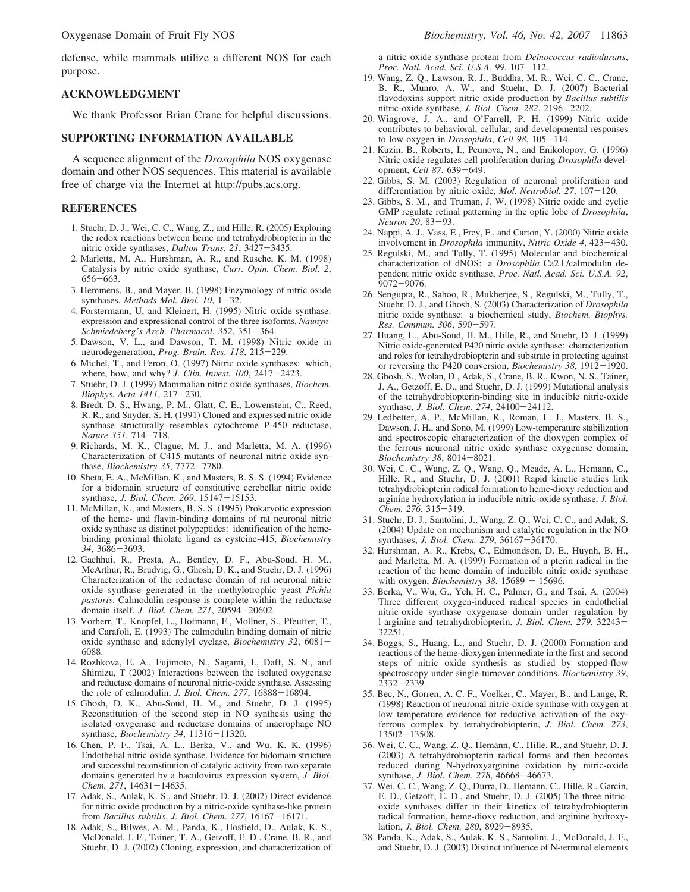defense, while mammals utilize a different NOS for each purpose.

## ACKNOWLEDGMENT

We thank Professor Brian Crane for helpful discussions.

## SUPPORTING INFORMATION AVAILABLE

A sequence alignment of the *Drosophila* NOS oxygenase domain and other NOS sequences. This material is available free of charge via the Internet at http://pubs.acs.org.

## REFERENCES

1. Stuehr, D. J., Wei, C. C., Wang, Z., and Hille, R. (2005) Exploring the redox reactions between heme and tetrahydrobiopterin in the nitric oxide synthases, *Dalton Trans. 21*, 3427−3435.
2. Marletta, M. A., Hurshman, A. R., and Rusche, K. M. (1998) Catalysis by nitric oxide synthase, *Curr. Opin. Chem. Biol. 2*, 656−663.
3. Hemmens, B., and Mayer, B. (1998) Enzymology of nitric oxide synthases, *Methods Mol. Biol. 10*, 1−32.
4. Forstermann, U, and Kleinert, H. (1995) Nitric oxide synthase: expression and expressional control of the three isoforms, *Naunyn-Schmiedeberg's Arch. Pharmacol. 352*, 351−364.
5. Dawson, V. L., and Dawson, T. M. (1998) Nitric oxide in neurodegeneration, *Prog. Brain. Res. 118*, 215−229.
6. Michel, T., and Feron, O. (1997) Nitric oxide synthases: which, where, how, and why? *J. Clin. Invest. 100*, 2417−2423.
7. Stuehr, D. J. (1999) Mammalian nitric oxide synthases, *Biochem. Biophys. Acta 1411*, 217−230.
8. Bredt, D. S., Hwang, P. M., Glatt, C. E., Lowenstein, C., Reed, R. R., and Snyder, S. H. (1991) Cloned and expressed nitric oxide synthase structurally resembles cytochrome P-450 reductase, *Nature 351*, 714−718.
9. Richards, M. K., Clague, M. J., and Marletta, M. A. (1996) Characterization of C415 mutants of neuronal nitric oxide synthase, *Biochemistry 35*, 7772−7780.
10. Sheta, E. A., McMillan, K., and Masters, B. S. S. (1994) Evidence for a bidomain structure of constitutive cerebellar nitric oxide synthase, *J. Biol. Chem. 269*, 15147−15153.
11. McMillan, K., and Masters, B. S. S. (1995) Prokaryotic expression of the heme- and flavin-binding domains of rat neuronal nitric oxide synthase as distinct polypeptides: identification of the heme-binding proximal thiolate ligand as cysteine-415, *Biochemistry 34*, 3686−3693.
12. Gachhui, R., Presta, A., Bentley, D. F., Abu-Soud, H. M., McArthur, R., Brudvig, G., Ghosh, D. K., and Stuehr, D. J. (1996) Characterization of the reductase domain of rat neuronal nitric oxide synthase generated in the methylotrophic yeast *Pichia pastoris*. Calmodulin response is complete within the reductase domain itself, *J. Biol. Chem. 271*, 20594−20602.
13. Vorherr, T., Knopfel, L., Hofmann, F., Mollner, S., Pfeuffer, T., and Carafoli, E. (1993) The calmodulin binding domain of nitric oxide synthase and adenylyl cyclase, *Biochemistry 32*, 6081−6088.
14. Rozhkova, E. A., Fujimoto, N., Sagami, I., Daff, S. N., and Shimizu, T (2002) Interactions between the isolated oxygenase and reductase domains of neuronal nitric-oxide synthase. Assessing the role of calmodulin, *J. Biol. Chem. 277*, 16888−16894.
15. Ghosh, D. K., Abu-Soud, H. M., and Stuehr, D. J. (1995) Reconstitution of the second step in NO synthesis using the isolated oxygenase and reductase domains of macrophage NO synthase, *Biochemistry 34*, 11316−11320.
16. Chen, P. F., Tsai, A. L., Berka, V., and Wu, K. K. (1996) Endothelial nitric-oxide synthase. Evidence for bidomain structure and successful reconstitution of catalytic activity from two separate domains generated by a baculovirus expression system, *J. Biol. Chem. 271*, 14631−14635.
17. Adak, S., Aulak, K. S., and Stuehr, D. J. (2002) Direct evidence for nitric oxide production by a nitric-oxide synthase-like protein from *Bacillus subtilis*, *J. Biol. Chem. 277*, 16167−16171.
18. Adak, S., Bilwes, A. M., Panda, K., Hosfield, D., Aulak, K. S., McDonald, J. F., Tainer, T. A., Getzoff, E. D., Crane, B. R., and Stuehr, D. J. (2002) Cloning, expression, and characterization of a nitric oxide synthase protein from *Deinococcus radiodurans*, *Proc. Natl. Acad. Sci. U.S.A. 99*, 107−112.
19. Wang, Z. Q., Lawson, R. J., Buddha, M. R., Wei, C. C., Crane, B. R., Munro, A. W., and Stuehr, D. J. (2007) Bacterial flavodoxins support nitric oxide production by *Bacillus subtilis* nitric-oxide synthase, *J. Biol. Chem. 282*, 2196−2202.
20. Wingrove, J. A., and O'Farrell, P. H. (1999) Nitric oxide contributes to behavioral, cellular, and developmental responses to low oxygen in *Drosophila*, *Cell 98*, 105−114.
21. Kuzin, B., Roberts, I., Peunova, N., and Enikolopov, G. (1996) Nitric oxide regulates cell proliferation during *Drosophila* development, *Cell 87*, 639−649.
22. Gibbs, S. M. (2003) Regulation of neuronal proliferation and differentiation by nitric oxide, *Mol. Neurobiol. 27*, 107−120.
23. Gibbs, S. M., and Truman, J. W. (1998) Nitric oxide and cyclic GMP regulate retinal patterning in the optic lobe of *Drosophila*, *Neuron 20*, 83−93.
24. Nappi, A. J., Vass, E., Frey, F., and Carton, Y. (2000) Nitric oxide involvement in *Drosophila* immunity, *Nitric Oxide 4*, 423−430.
25. Regulski, M., and Tully, T. (1995) Molecular and biochemical characterization of dNOS: a *Drosophila* Ca2+/calmodulin dependent nitric oxide synthase, *Proc. Natl. Acad. Sci. U.S.A. 92*, 9072−9076.
26. Sengupta, R., Sahoo, R., Mukherjee, S., Regulski, M., Tully, T., Stuehr, D. J., and Ghosh, S. (2003) Characterization of *Drosophila* nitric oxide synthase: a biochemical study, *Biochem. Biophys. Res. Commun. 306*, 590−597.
27. Huang, L., Abu-Soud, H. M., Hille, R., and Stuehr, D. J. (1999) Nitric oxide-generated P420 nitric oxide synthase: characterization and roles for tetrahydrobiopterin and substrate in protecting against or reversing the P420 conversion, *Biochemistry 38*, 1912−1920.
28. Ghosh, S., Wolan, D., Adak, S., Crane, B. R., Kwon, N. S., Tainer, J. A., Getzoff, E. D., and Stuehr, D. J. (1999) Mutational analysis of the tetrahydrobiopterin-binding site in inducible nitric-oxide synthase, *J. Biol. Chem. 274*, 24100−24112.
29. Ledbetter, A. P., McMillan, K., Roman, L. J., Masters, B. S., Dawson, J. H., and Sono, M. (1999) Low-temperature stabilization and spectroscopic characterization of the dioxygen complex of the ferrous neuronal nitric oxide synthase oxygenase domain, *Biochemistry 38*, 8014−8021.
30. Wei, C. C., Wang, Z. Q., Wang, Q., Meade, A. L., Hemann, C., Hille, R., and Stuehr, D. J. (2001) Rapid kinetic studies link tetrahydrobiopterin radical formation to heme-dioxy reduction and arginine hydroxylation in inducible nitric-oxide synthase, *J. Biol. Chem. 276*, 315−319.
31. Stuehr, D. J., Santolini, J., Wang, Z. Q., Wei, C. C., and Adak, S. (2004) Update on mechanism and catalytic regulation in the NO synthases, *J. Biol. Chem. 279*, 36167−36170.
32. Hurshman, A. R., Krebs, C., Edmondson, D. E., Huynh, B. H., and Marletta, M. A. (1999) Formation of a pterin radical in the reaction of the heme domain of inducible nitric oxide synthase with oxygen, *Biochemistry 38*, 15689 − 15696.
33. Berka, V., Wu, G., Yeh, H. C., Palmer, G., and Tsai, A. (2004) Three different oxygen-induced radical species in endothelial nitric-oxide synthase oxygenase domain under regulation by l-arginine and tetrahydrobiopterin, *J. Biol. Chem. 279*, 32243−32251.
34. Boggs, S., Huang, L., and Stuehr, D. J. (2000) Formation and reactions of the heme-dioxygen intermediate in the first and second steps of nitric oxide synthesis as studied by stopped-flow spectroscopy under single-turnover conditions, *Biochemistry 39*, 2332−2339.
35. Bec, N., Gorren, A. C. F., Voelker, C., Mayer, B., and Lange, R. (1998) Reaction of neuronal nitric-oxide synthase with oxygen at low temperature evidence for reductive activation of the oxy-ferrous complex by tetrahydrobiopterin, *J. Biol. Chem. 273*, 13502−13508.
36. Wei, C. C., Wang, Z. Q., Hemann, C., Hille, R., and Stuehr, D. J. (2003) A tetrahydrobiopterin radical forms and then becomes reduced during N-hydroxyarginine oxidation by nitric-oxide synthase, *J. Biol. Chem. 278*, 46668−46673.
37. Wei, C. C., Wang, Z. Q., Durra, D., Hemann, C., Hille, R., Garcin, E. D., Getzoff, E. D., and Stuehr, D. J. (2005) The three nitric-oxide synthases differ in their kinetics of tetrahydrobiopterin radical formation, heme-dioxy reduction, and arginine hydroxylation, *J. Biol. Chem. 280*, 8929−8935.
38. Panda, K., Adak, S., Aulak, K. S., Santolini, J., McDonald, J. F., and Stuehr, D. J. (2003) Distinct influence of N-terminal elements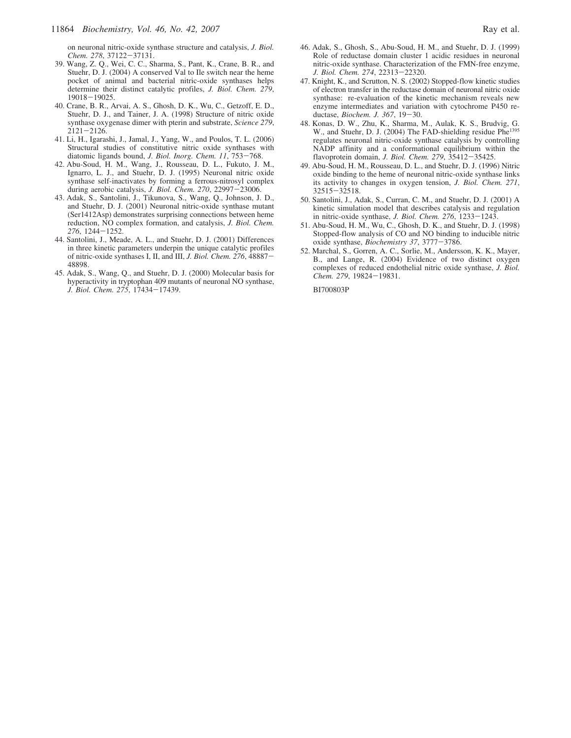on neuronal nitric-oxide synthase structure and catalysis, *J. Biol. Chem. 278*, 37122−37131.

39. Wang, Z. Q., Wei, C. C., Sharma, S., Pant, K., Crane, B. R., and Stuehr, D. J. (2004) A conserved Val to Ile switch near the heme pocket of animal and bacterial nitric-oxide synthases helps determine their distinct catalytic profiles, *J. Biol. Chem. 279*, 19018−19025.
40. Crane, B. R., Arvai, A. S., Ghosh, D. K., Wu, C., Getzoff, E. D., Stuehr, D. J., and Tainer, J. A. (1998) Structure of nitric oxide synthase oxygenase dimer with pterin and substrate, *Science 279*, 2121−2126.
41. Li, H., Igarashi, J., Jamal, J., Yang, W., and Poulos, T. L. (2006) Structural studies of constitutive nitric oxide synthases with diatomic ligands bound, *J. Biol. Inorg. Chem. 11*, 753−768.
42. Abu-Soud, H. M., Wang, J., Rousseau, D. L., Fukuto, J. M., Ignarro, L. J., and Stuehr, D. J. (1995) Neuronal nitric oxide synthase self-inactivates by forming a ferrous-nitrosyl complex during aerobic catalysis, *J. Biol. Chem. 270*, 22997−23006.
43. Adak, S., Santolini, J., Tikunova, S., Wang, Q., Johnson, J. D., and Stuehr, D. J. (2001) Neuronal nitric-oxide synthase mutant (Ser1412Asp) demonstrates surprising connections between heme reduction, NO complex formation, and catalysis, *J. Biol. Chem. 276*, 1244−1252.
44. Santolini, J., Meade, A. L., and Stuehr, D. J. (2001) Differences in three kinetic parameters underpin the unique catalytic profiles of nitric-oxide synthases I, II, and III, *J. Biol. Chem. 276*, 48887−48898.
45. Adak, S., Wang, Q., and Stuehr, D. J. (2000) Molecular basis for hyperactivity in tryptophan 409 mutants of neuronal NO synthase, *J. Biol. Chem. 275*, 17434−17439.
46. Adak, S., Ghosh, S., Abu-Soud, H. M., and Stuehr, D. J. (1999) Role of reductase domain cluster 1 acidic residues in neuronal nitric-oxide synthase. Characterization of the FMN-free enzyme, *J. Biol. Chem. 274*, 22313−22320.
47. Knight, K., and Scrutton, N. S. (2002) Stopped-flow kinetic studies of electron transfer in the reductase domain of neuronal nitric oxide synthase: re-evaluation of the kinetic mechanism reveals new enzyme intermediates and variation with cytochrome P450 reductase, *Biochem. J. 367*, 19−30.
48. Konas, D. W., Zhu, K., Sharma, M., Aulak, K. S., Brudvig, G. W., and Stuehr, D. J. (2004) The FAD-shielding residue Phe[1395] regulates neuronal nitric-oxide synthase catalysis by controlling NADP affinity and a conformational equilibrium within the flavoprotein domain, *J. Biol. Chem. 279*, 35412−35425.
49. Abu-Soud, H. M., Rousseau, D. L., and Stuehr, D. J. (1996) Nitric oxide binding to the heme of neuronal nitric-oxide synthase links its activity to changes in oxygen tension, *J. Biol. Chem. 271*, 32515−32518.
50. Santolini, J., Adak, S., Curran, C. M., and Stuehr, D. J. (2001) A kinetic simulation model that describes catalysis and regulation in nitric-oxide synthase, *J. Biol. Chem. 276*, 1233−1243.
51. Abu-Soud, H. M., Wu, C., Ghosh, D. K., and Stuehr, D. J. (1998) Stopped-flow analysis of CO and NO binding to inducible nitric oxide synthase, *Biochemistry 37*, 3777−3786.
52. Marchal, S., Gorren, A. C., Sorlie, M., Andersson, K. K., Mayer, B., and Lange, R. (2004) Evidence of two distinct oxygen complexes of reduced endothelial nitric oxide synthase, *J. Biol. Chem. 279*, 19824−19831.

BI700803P